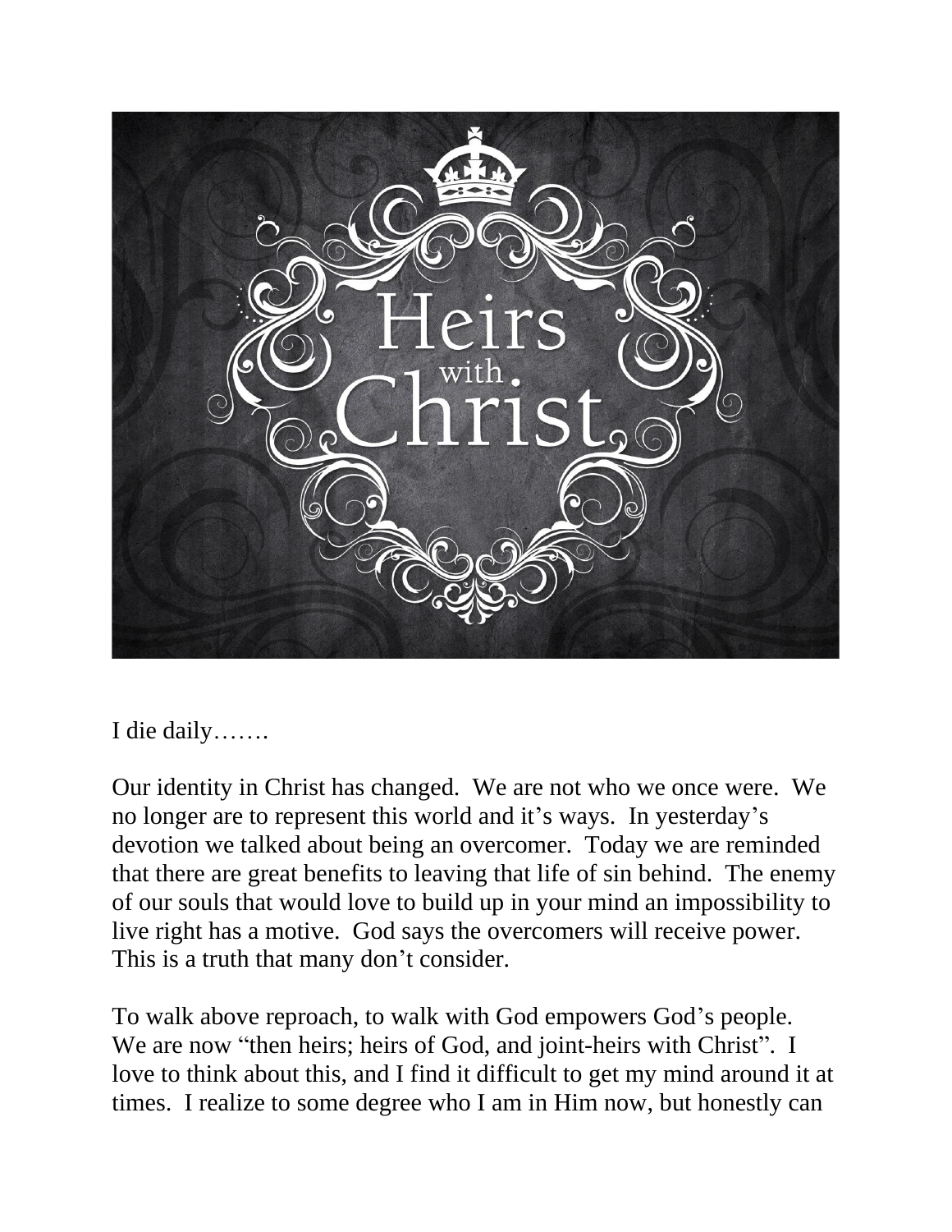I die daily…….

Our identity in Christ has changed. We are not who we once were. We no longer are to represent this world and it's ways. In yesterday's devotion we talked about being an overcomer. Today we are reminded that there are great benefits to leaving that life of sin behind. The enemy of our souls that would love to build up in your mind an impossibility to live right has a motive. God says the overcomers will receive power. This is a truth that many don't consider.

To walk above reproach, to walk with God empowers God's people. We are now "then heirs; heirs of God, and joint-heirs with Christ". I love to think about this, and I find it difficult to get my mind around it at times. I realize to some degree who I am in Him now, but honestly can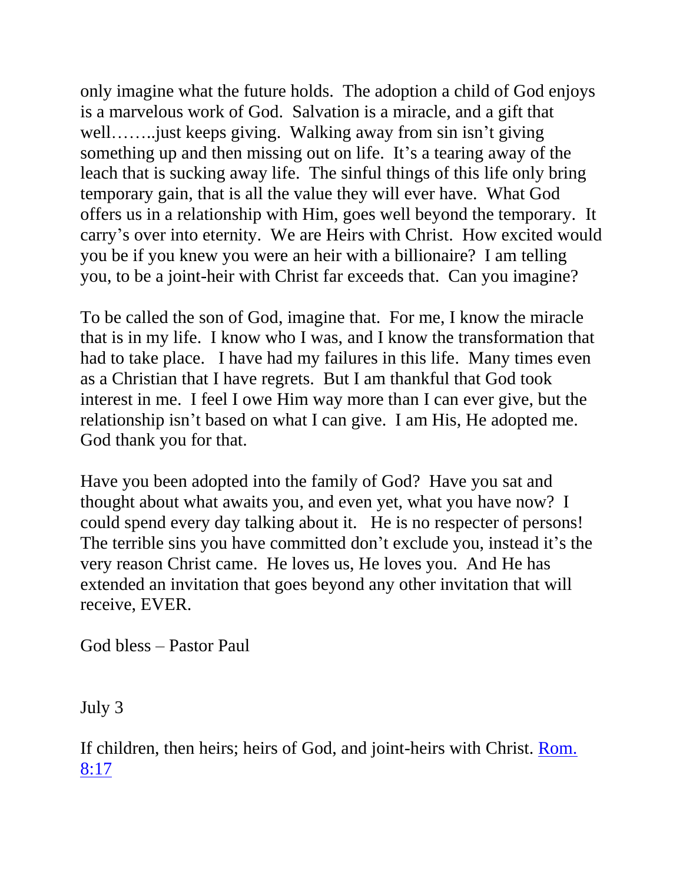only imagine what the future holds. The adoption a child of God enjoys is a marvelous work of God. Salvation is a miracle, and a gift that well……..just keeps giving. Walking away from sin isn't giving something up and then missing out on life. It's a tearing away of the leach that is sucking away life. The sinful things of this life only bring temporary gain, that is all the value they will ever have. What God offers us in a relationship with Him, goes well beyond the temporary. It carry's over into eternity. We are Heirs with Christ. How excited would you be if you knew you were an heir with a billionaire? I am telling you, to be a joint-heir with Christ far exceeds that. Can you imagine?

To be called the son of God, imagine that. For me, I know the miracle that is in my life. I know who I was, and I know the transformation that had to take place. I have had my failures in this life. Many times even as a Christian that I have regrets. But I am thankful that God took interest in me. I feel I owe Him way more than I can ever give, but the relationship isn't based on what I can give. I am His, He adopted me. God thank you for that.

Have you been adopted into the family of God? Have you sat and thought about what awaits you, and even yet, what you have now? I could spend every day talking about it. He is no respecter of persons! The terrible sins you have committed don't exclude you, instead it's the very reason Christ came. He loves us, He loves you. And He has extended an invitation that goes beyond any other invitation that will receive, EVER.

God bless – Pastor Paul

July 3

If children, then heirs; heirs of God, and joint-heirs with Christ. Rom. 8:17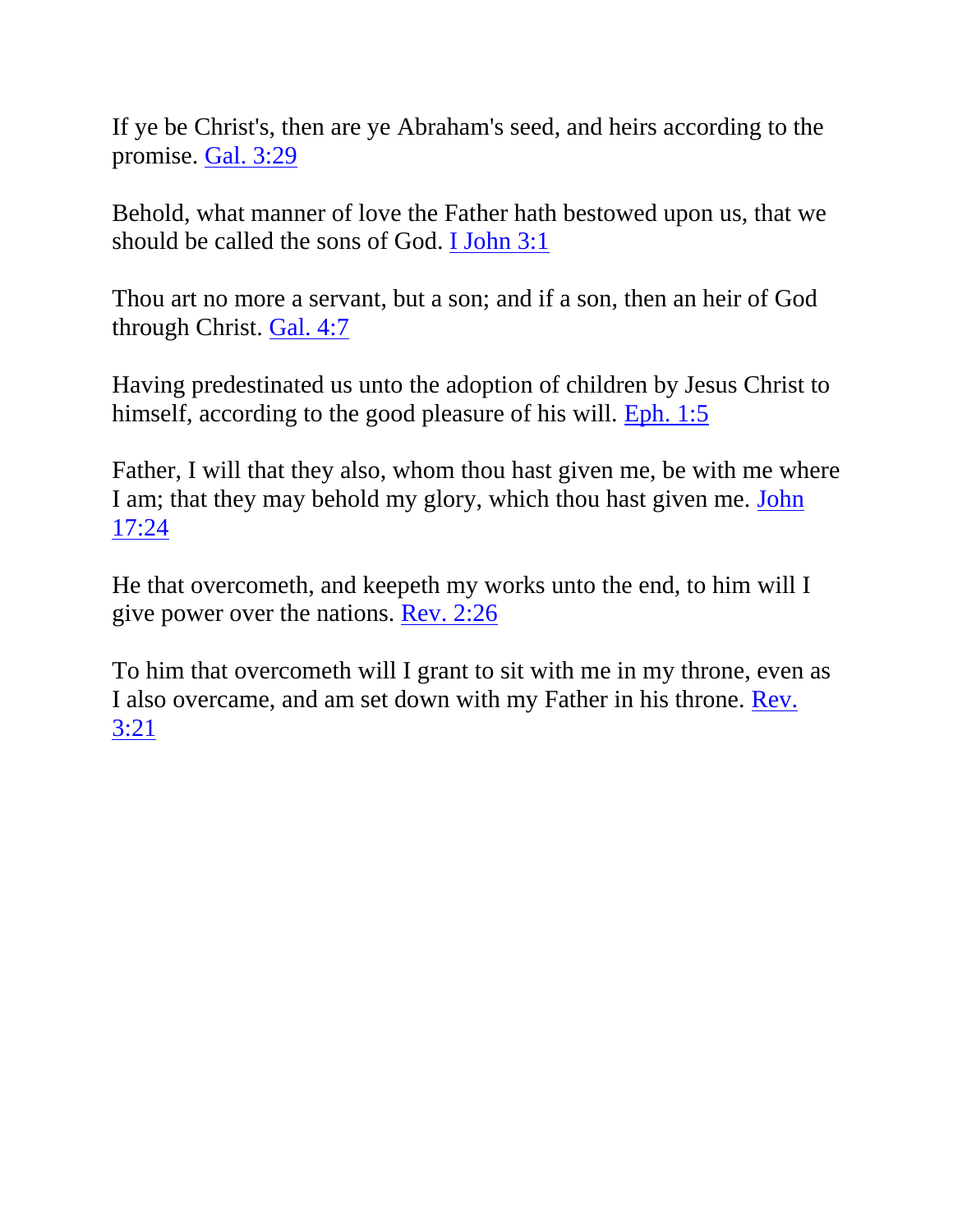If ye be Christ's, then are ye Abraham's seed, and heirs according to the promise. Gal. 3:29

Behold, what manner of love the Father hath bestowed upon us, that we should be called the sons of God. I John 3:1

Thou art no more a servant, but a son; and if a son, then an heir of God through Christ. Gal. 4:7

Having predestinated us unto the adoption of children by Jesus Christ to himself, according to the good pleasure of his will. Eph. 1:5

Father, I will that they also, whom thou hast given me, be with me where I am; that they may behold my glory, which thou hast given me. John 17:24

He that overcometh, and keepeth my works unto the end, to him will I give power over the nations. Rev. 2:26

To him that overcometh will I grant to sit with me in my throne, even as I also overcame, and am set down with my Father in his throne. Rev. 3:21